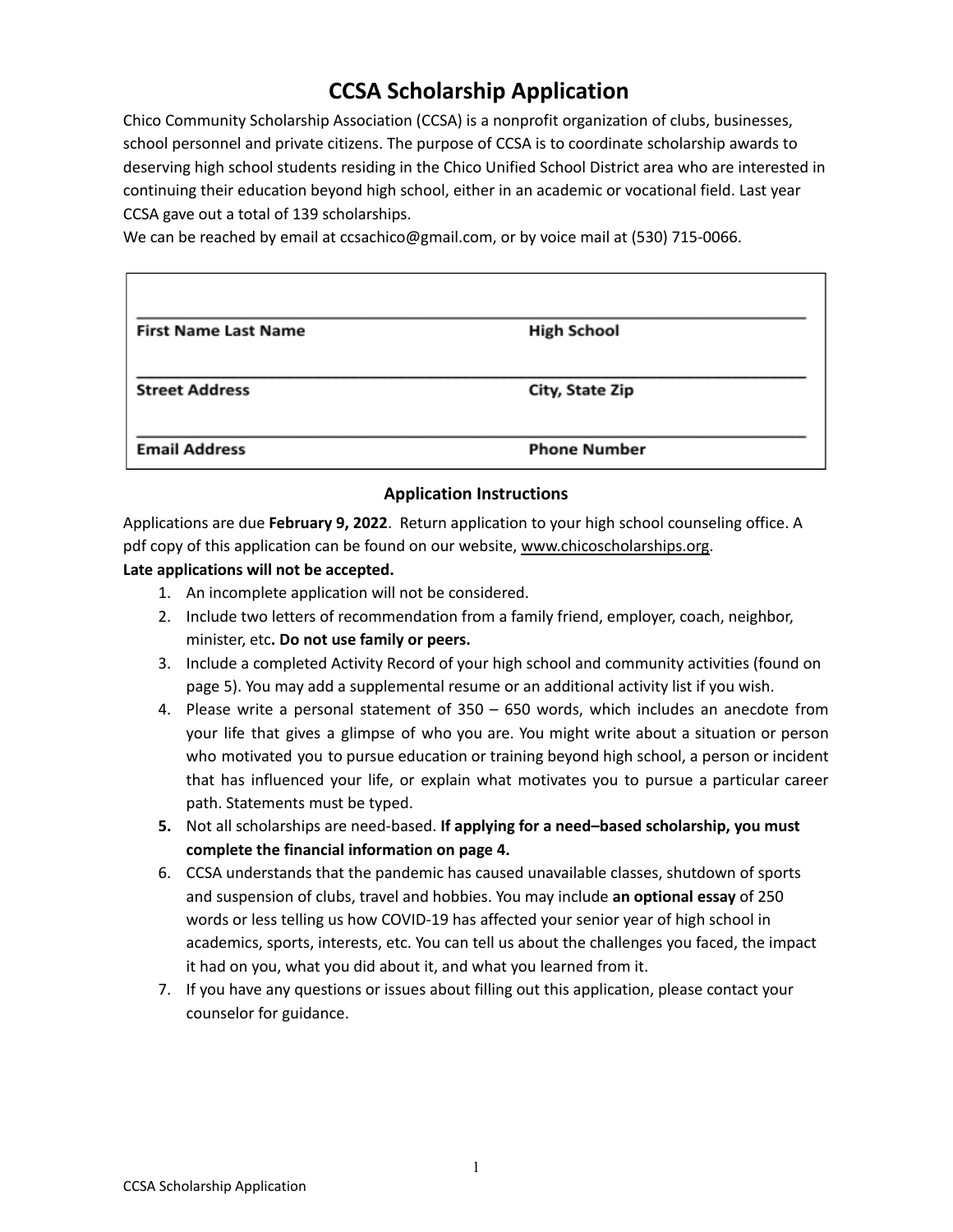# CCSA Scholarship Application

Chico Community Scholarship Association (CCSA) is a nonprofit organization of clubs, businesses, school personnel and private citizens. The purpose of CCSA is to coordinate scholarship awards to deserving high school students residing in the Chico Unified School District area who are interested in continuing their education beyond high school, either in an academic or vocational field. Last year CCSA gave out a total of 139 scholarships.

We can be reached by email at ccsachico@gmail.com, or by voice mail at (530) 715-0066.

| | |
|---|---|
| **First Name Last Name** | **High School** |
| **Street Address** | **City, State Zip** |
| **Email Address** | **Phone Number** |

### Application Instructions

Applications are due **February 9, 2022**. Return application to your high school counseling office. A pdf copy of this application can be found on our website, www.chicoscholarships.org.

**Late applications will not be accepted.**

1. An incomplete application will not be considered.
2. Include two letters of recommendation from a family friend, employer, coach, neighbor, minister, etc**. Do not use family or peers.**
3. Include a completed Activity Record of your high school and community activities (found on page 5). You may add a supplemental resume or an additional activity list if you wish.
4. Please write a personal statement of 350 – 650 words, which includes an anecdote from your life that gives a glimpse of who you are. You might write about a situation or person who motivated you to pursue education or training beyond high school, a person or incident that has influenced your life, or explain what motivates you to pursue a particular career path. Statements must be typed.
5. Not all scholarships are need-based. **If applying for a need–based scholarship, you must complete the financial information on page 4.**
6. CCSA understands that the pandemic has caused unavailable classes, shutdown of sports and suspension of clubs, travel and hobbies. You may include **an optional essay** of 250 words or less telling us how COVID-19 has affected your senior year of high school in academics, sports, interests, etc. You can tell us about the challenges you faced, the impact it had on you, what you did about it, and what you learned from it.
7. If you have any questions or issues about filling out this application, please contact your counselor for guidance.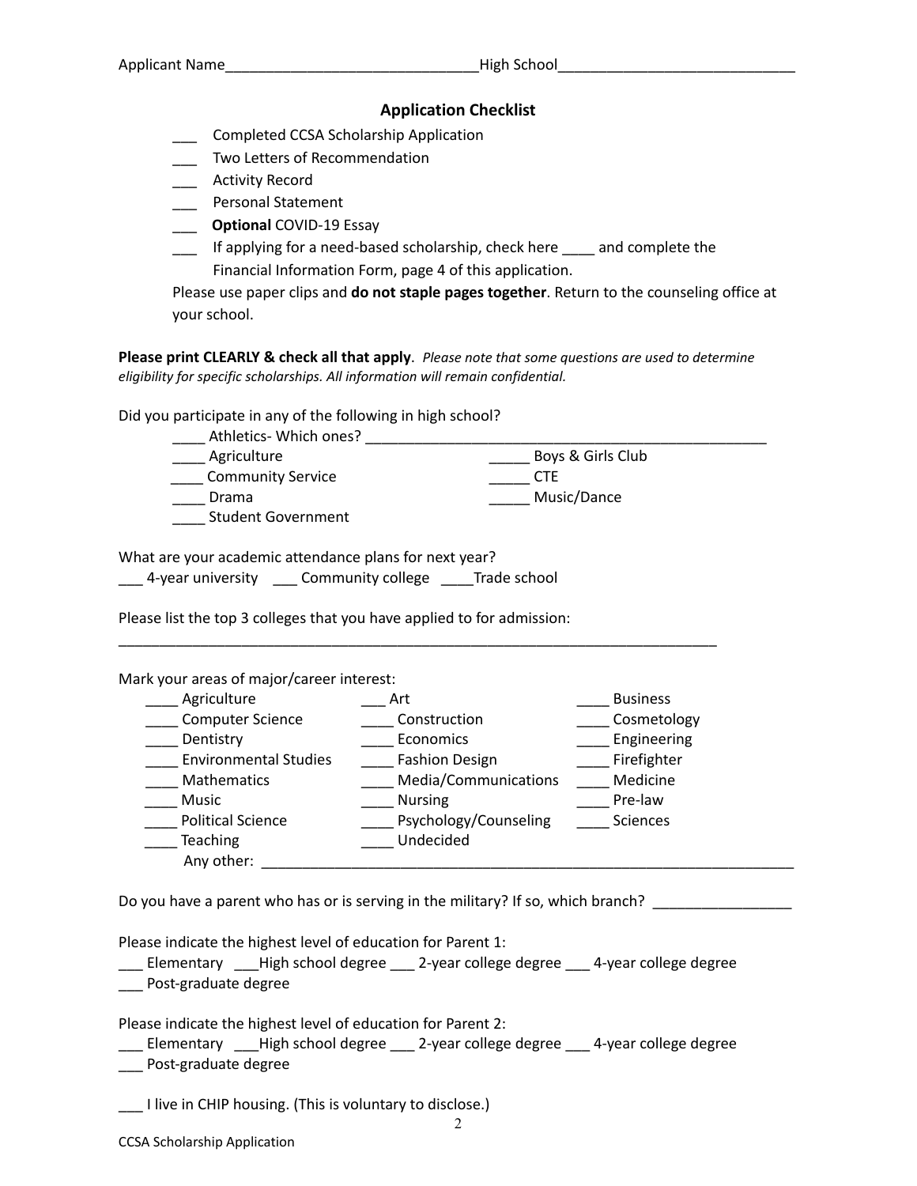Applicant Name______________________________High School____________________________

## Application Checklist

___ Completed CCSA Scholarship Application

___ Two Letters of Recommendation

___ Activity Record

___ Personal Statement

___ **Optional** COVID-19 Essay

___ If applying for a need-based scholarship, check here ____ and complete the Financial Information Form, page 4 of this application.

Please use paper clips and **do not staple pages together**. Return to the counseling office at your school.

**Please print CLEARLY & check all that apply**. *Please note that some questions are used to determine eligibility for specific scholarships. All information will remain confidential.*

Did you participate in any of the following in high school?

____ Athletics- Which ones? ___________________________________________________

____ Agriculture

____ Community Service

____ Drama

____ Student Government

_____ Boys & Girls Club

_____ CTE

_____ Music/Dance

What are your academic attendance plans for next year?

___ 4-year university ___ Community college ____Trade school

Please list the top 3 colleges that you have applied to for admission:

__________________________________________________________________________

Mark your areas of major/career interest:

____ Agriculture

____ Computer Science

____ Dentistry

____ Environmental Studies

____ Mathematics

____ Music

____ Political Science

____ Teaching

___ Art

____ Construction

____ Economics

____ Fashion Design

____ Media/Communications

____ Nursing

____ Psychology/Counseling

____ Undecided

____ Business

____ Cosmetology

____ Engineering

____ Firefighter

____ Medicine

____ Pre-law

____ Sciences

Any other: ____________________________________________________________________

Do you have a parent who has or is serving in the military? If so, which branch? ________________

Please indicate the highest level of education for Parent 1:

___ Elementary ___High school degree ___ 2-year college degree ___ 4-year college degree
___ Post-graduate degree

Please indicate the highest level of education for Parent 2:

___ Elementary ___High school degree ___ 2-year college degree ___ 4-year college degree
___ Post-graduate degree

___ I live in CHIP housing. (This is voluntary to disclose.)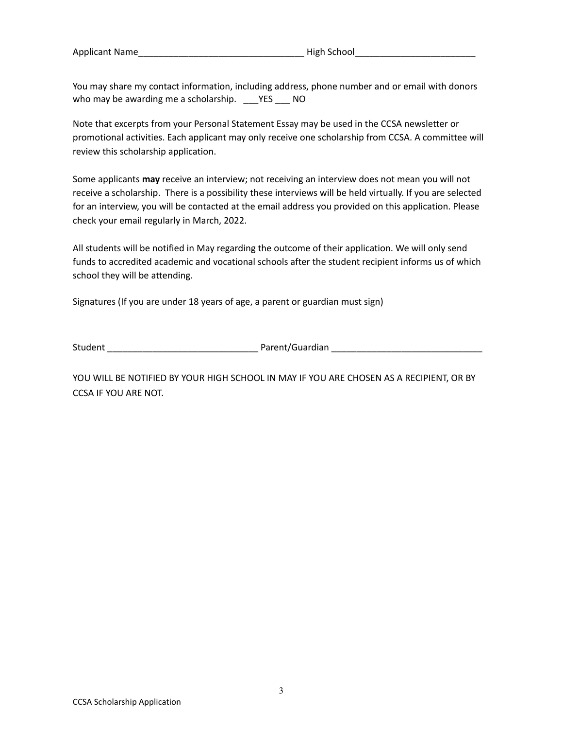Applicant Name________________________________ High School________________________

You may share my contact information, including address, phone number and or email with donors who may be awarding me a scholarship. ___YES ___ NO

Note that excerpts from your Personal Statement Essay may be used in the CCSA newsletter or promotional activities. Each applicant may only receive one scholarship from CCSA. A committee will review this scholarship application.

Some applicants **may** receive an interview; not receiving an interview does not mean you will not receive a scholarship. There is a possibility these interviews will be held virtually. If you are selected for an interview, you will be contacted at the email address you provided on this application. Please check your email regularly in March, 2022.

All students will be notified in May regarding the outcome of their application. We will only send funds to accredited academic and vocational schools after the student recipient informs us of which school they will be attending.

Signatures (If you are under 18 years of age, a parent or guardian must sign)

Student ______________________________ Parent/Guardian ______________________________

YOU WILL BE NOTIFIED BY YOUR HIGH SCHOOL IN MAY IF YOU ARE CHOSEN AS A RECIPIENT, OR BY CCSA IF YOU ARE NOT.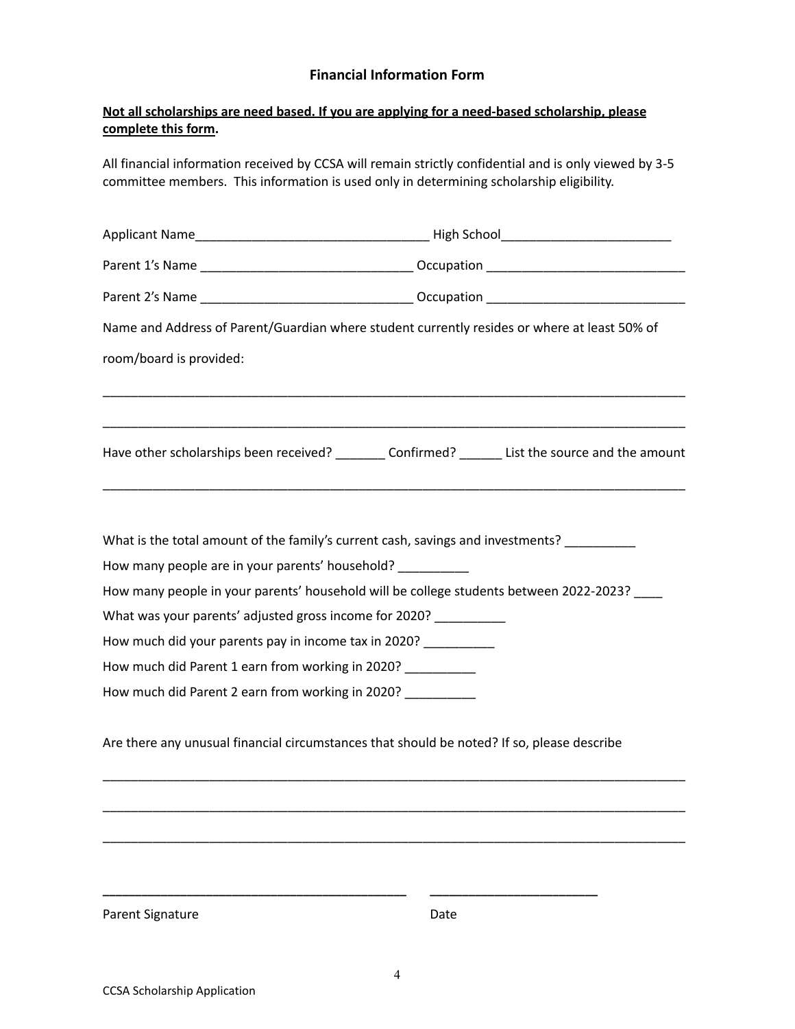## Financial Information Form

**Not all scholarships are need based. If you are applying for a need-based scholarship, please complete this form.**

All financial information received by CCSA will remain strictly confidential and is only viewed by 3-5 committee members. This information is used only in determining scholarship eligibility.

Applicant Name_________________________________ High School________________________

Parent 1's Name ______________________________ Occupation ___________________________

Parent 2's Name ______________________________ Occupation ___________________________

Name and Address of Parent/Guardian where student currently resides or where at least 50% of room/board is provided:

_____________________________________________________________________________________

_____________________________________________________________________________________

Have other scholarships been received? _______ Confirmed? ______ List the source and the amount

_____________________________________________________________________________________

What is the total amount of the family's current cash, savings and investments? __________

How many people are in your parents' household? __________

How many people in your parents' household will be college students between 2022-2023? ____

What was your parents' adjusted gross income for 2020? __________

How much did your parents pay in income tax in 2020? __________

How much did Parent 1 earn from working in 2020? __________

How much did Parent 2 earn from working in 2020? __________

Are there any unusual financial circumstances that should be noted? If so, please describe

_____________________________________________________________________________________

_____________________________________________________________________________________

_____________________________________________________________________________________

____________________________________________ ________________________

Parent Signature Date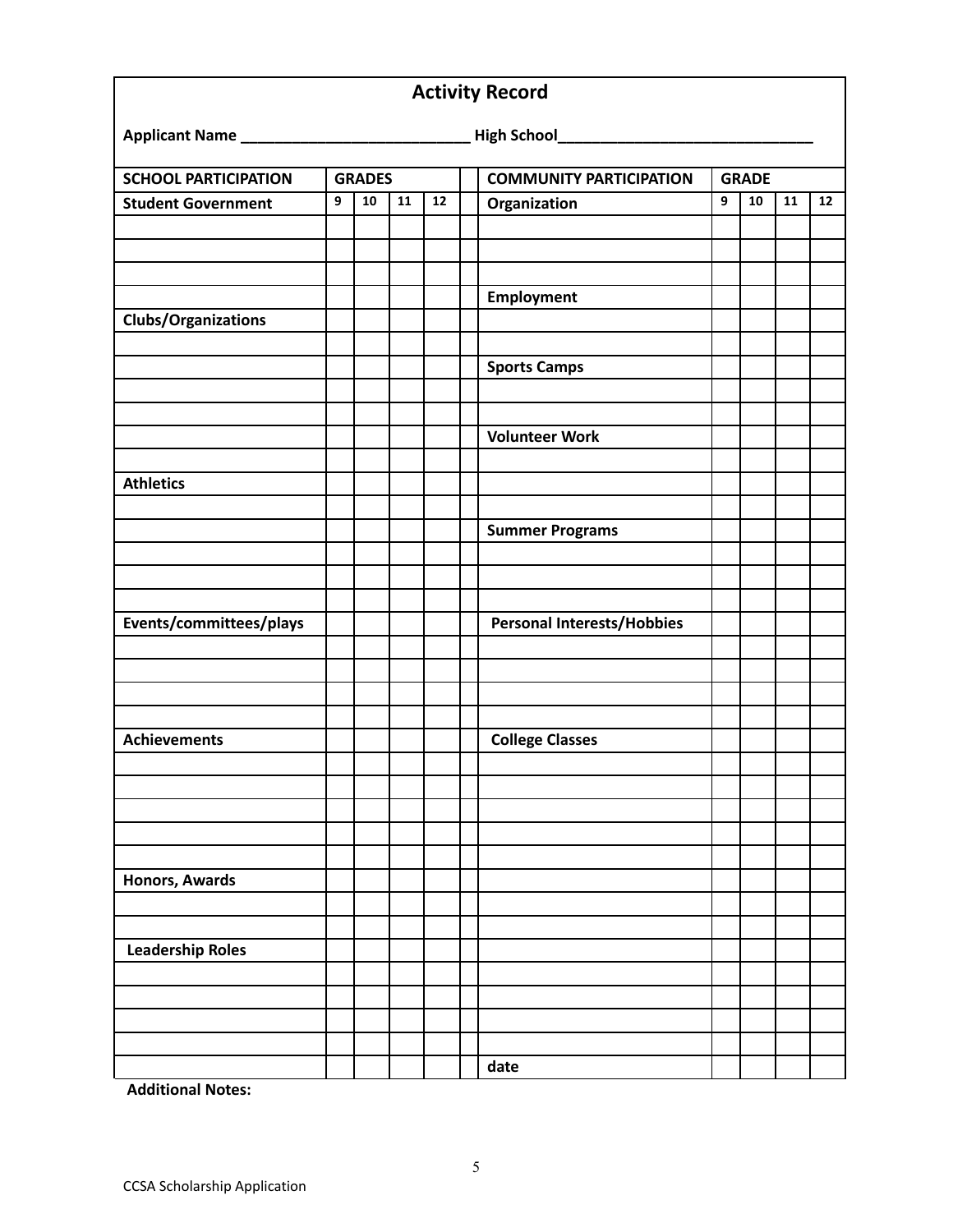# Activity Record

**Applicant Name** ___________________________ **High School**______________________________

| **SCHOOL PARTICIPATION** | **GRADES** | | | | | **COMMUNITY PARTICIPATION** | **GRADE** | | | |
|---|---|---|---|---|---|---|---|---|---|---|
| **Student Government** | **9** | **10** | **11** | **12** | | **Organization** | **9** | **10** | **11** | **12** |
| | | | | | | | | | | |
| | | | | | | | | | | |
| | | | | | | | | | | |
| | | | | | | **Employment** | | | | |
| **Clubs/Organizations** | | | | | | | | | | |
| | | | | | | | | | | |
| | | | | | | **Sports Camps** | | | | |
| | | | | | | | | | | |
| | | | | | | | | | | |
| | | | | | | **Volunteer Work** | | | | |
| | | | | | | | | | | |
| **Athletics** | | | | | | | | | | |
| | | | | | | | | | | |
| | | | | | | **Summer Programs** | | | | |
| | | | | | | | | | | |
| | | | | | | | | | | |
| | | | | | | | | | | |
| **Events/committees/plays** | | | | | | **Personal Interests/Hobbies** | | | | |
| | | | | | | | | | | |
| | | | | | | | | | | |
| | | | | | | | | | | |
| | | | | | | | | | | |
| **Achievements** | | | | | | **College Classes** | | | | |
| | | | | | | | | | | |
| | | | | | | | | | | |
| | | | | | | | | | | |
| | | | | | | | | | | |
| | | | | | | | | | | |
| **Honors, Awards** | | | | | | | | | | |
| | | | | | | | | | | |
| | | | | | | | | | | |
| **Leadership Roles** | | | | | | | | | | |
| | | | | | | | | | | |
| | | | | | | | | | | |
| | | | | | | | | | | |
| | | | | | | | | | | |
| | | | | | | **date** | | | | |

**Additional Notes:**

CCSA Scholarship Application